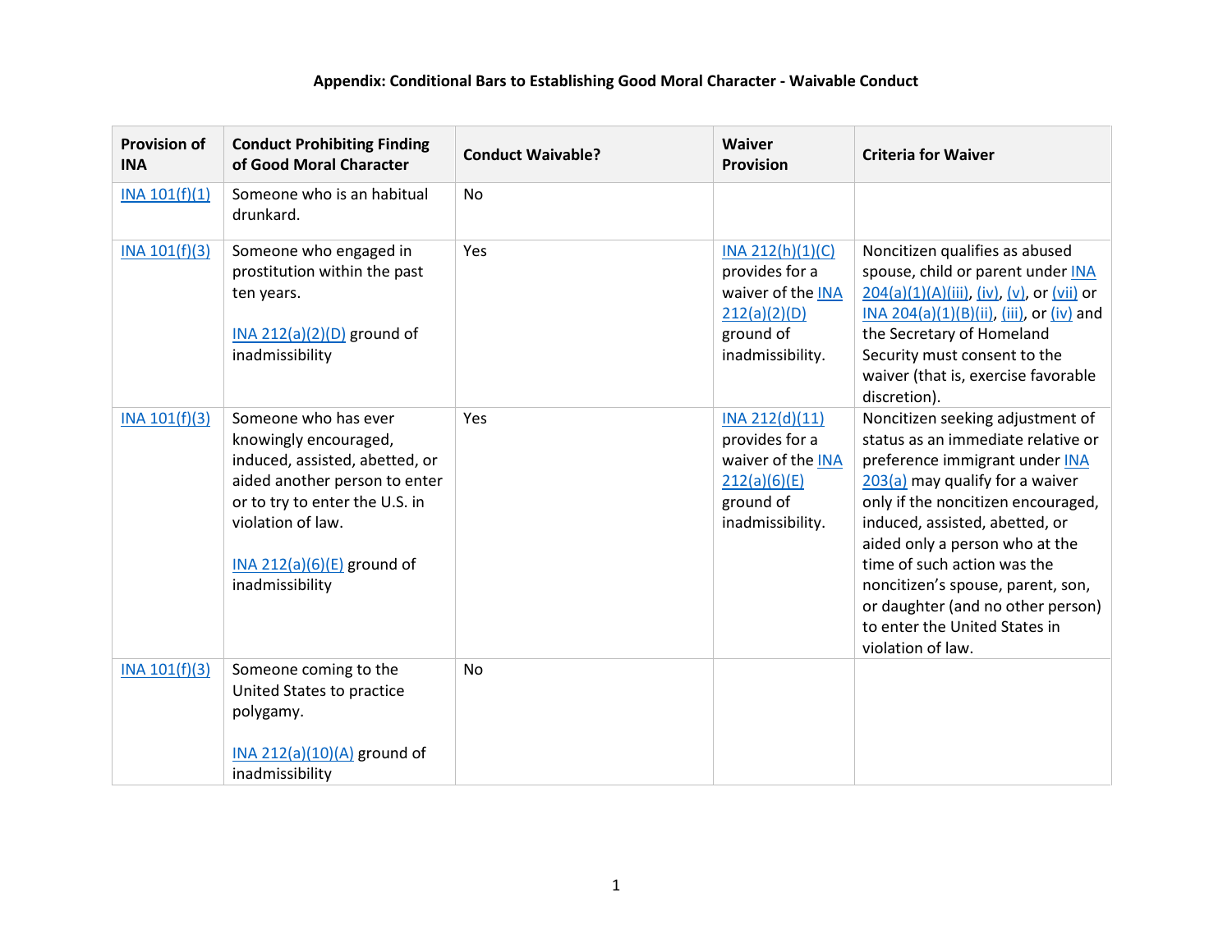# Appendix: Conditional Bars to Establishing Good Moral Character - Waivable Conduct

| Provision of INA | Conduct Prohibiting Finding of Good Moral Character | Conduct Waivable? | Waiver Provision | Criteria for Waiver |
|---|---|---|---|---|
| INA 101(f)(1) | Someone who is an habitual drunkard. | No | | |
| INA 101(f)(3) | Someone who engaged in prostitution within the past ten years.<br><br>INA 212(a)(2)(D) ground of inadmissibility | Yes | INA 212(h)(1)(C) provides for a waiver of the INA 212(a)(2)(D) ground of inadmissibility. | Noncitizen qualifies as abused spouse, child or parent under INA 204(a)(1)(A)(iii), (iv), (v), or (vii) or INA 204(a)(1)(B)(ii), (iii), or (iv) and the Secretary of Homeland Security must consent to the waiver (that is, exercise favorable discretion). |
| INA 101(f)(3) | Someone who has ever knowingly encouraged, induced, assisted, abetted, or aided another person to enter or to try to enter the U.S. in violation of law.<br><br>INA 212(a)(6)(E) ground of inadmissibility | Yes | INA 212(d)(11) provides for a waiver of the INA 212(a)(6)(E) ground of inadmissibility. | Noncitizen seeking adjustment of status as an immediate relative or preference immigrant under INA 203(a) may qualify for a waiver only if the noncitizen encouraged, induced, assisted, abetted, or aided only a person who at the time of such action was the noncitizen's spouse, parent, son, or daughter (and no other person) to enter the United States in violation of law. |
| INA 101(f)(3) | Someone coming to the United States to practice polygamy.<br><br>INA 212(a)(10)(A) ground of inadmissibility | No | | |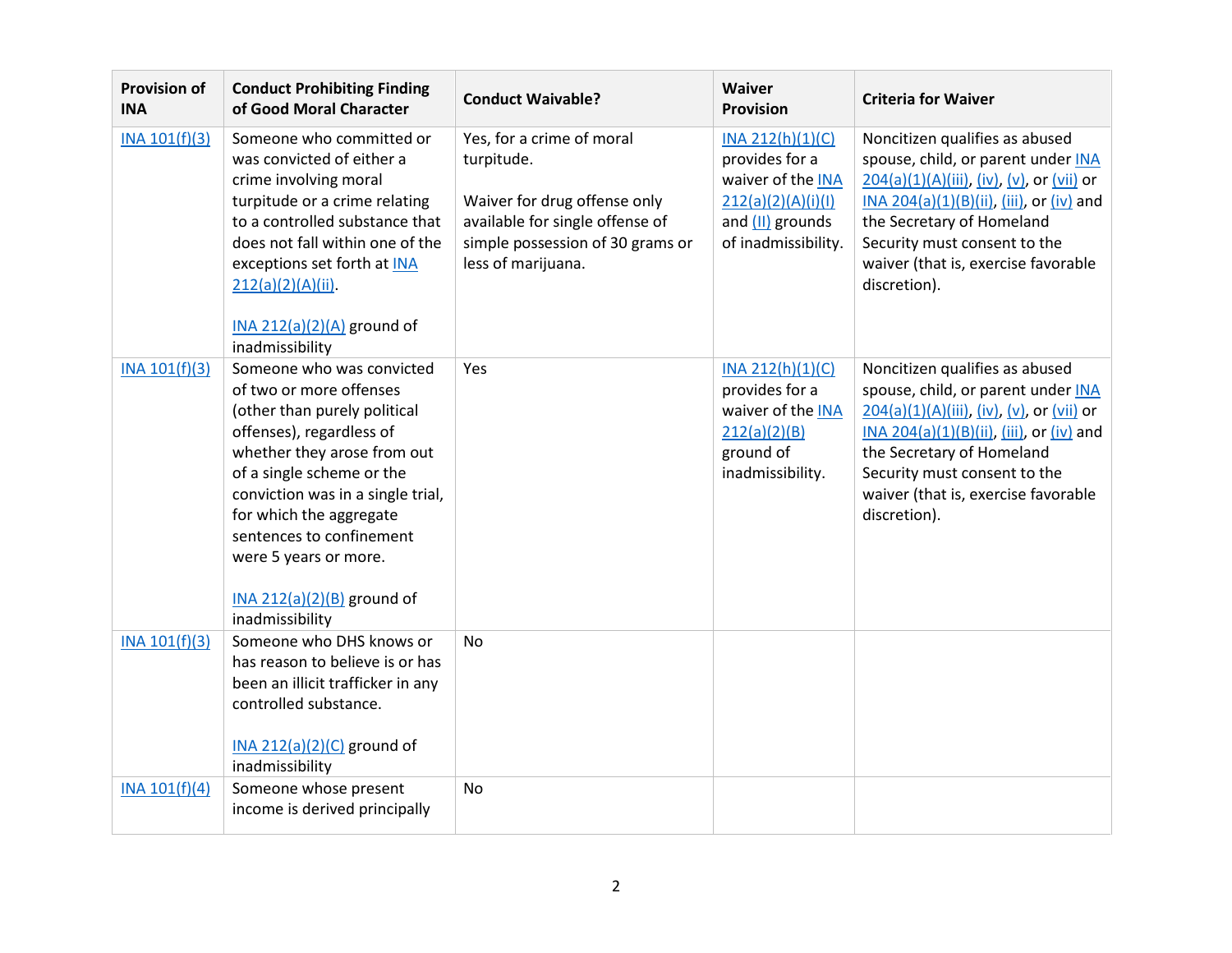| Provision of INA | Conduct Prohibiting Finding of Good Moral Character | Conduct Waivable? | Waiver Provision | Criteria for Waiver |
|---|---|---|---|---|
| INA 101(f)(3) | Someone who committed or was convicted of either a crime involving moral turpitude or a crime relating to a controlled substance that does not fall within one of the exceptions set forth at INA 212(a)(2)(A)(ii).<br><br>INA 212(a)(2)(A) ground of inadmissibility | Yes, for a crime of moral turpitude.<br><br>Waiver for drug offense only available for single offense of simple possession of 30 grams or less of marijuana. | INA 212(h)(1)(C) provides for a waiver of the INA 212(a)(2)(A)(i)(I) and (II) grounds of inadmissibility. | Noncitizen qualifies as abused spouse, child, or parent under INA 204(a)(1)(A)(iii), (iv), (v), or (vii) or INA 204(a)(1)(B)(ii), (iii), or (iv) and the Secretary of Homeland Security must consent to the waiver (that is, exercise favorable discretion). |
| INA 101(f)(3) | Someone who was convicted of two or more offenses (other than purely political offenses), regardless of whether they arose from out of a single scheme or the conviction was in a single trial, for which the aggregate sentences to confinement were 5 years or more.<br><br>INA 212(a)(2)(B) ground of inadmissibility | Yes | INA 212(h)(1)(C) provides for a waiver of the INA 212(a)(2)(B) ground of inadmissibility. | Noncitizen qualifies as abused spouse, child, or parent under INA 204(a)(1)(A)(iii), (iv), (v), or (vii) or INA 204(a)(1)(B)(ii), (iii), or (iv) and the Secretary of Homeland Security must consent to the waiver (that is, exercise favorable discretion). |
| INA 101(f)(3) | Someone who DHS knows or has reason to believe is or has been an illicit trafficker in any controlled substance.<br><br>INA 212(a)(2)(C) ground of inadmissibility | No | | |
| INA 101(f)(4) | Someone whose present income is derived principally | No | | |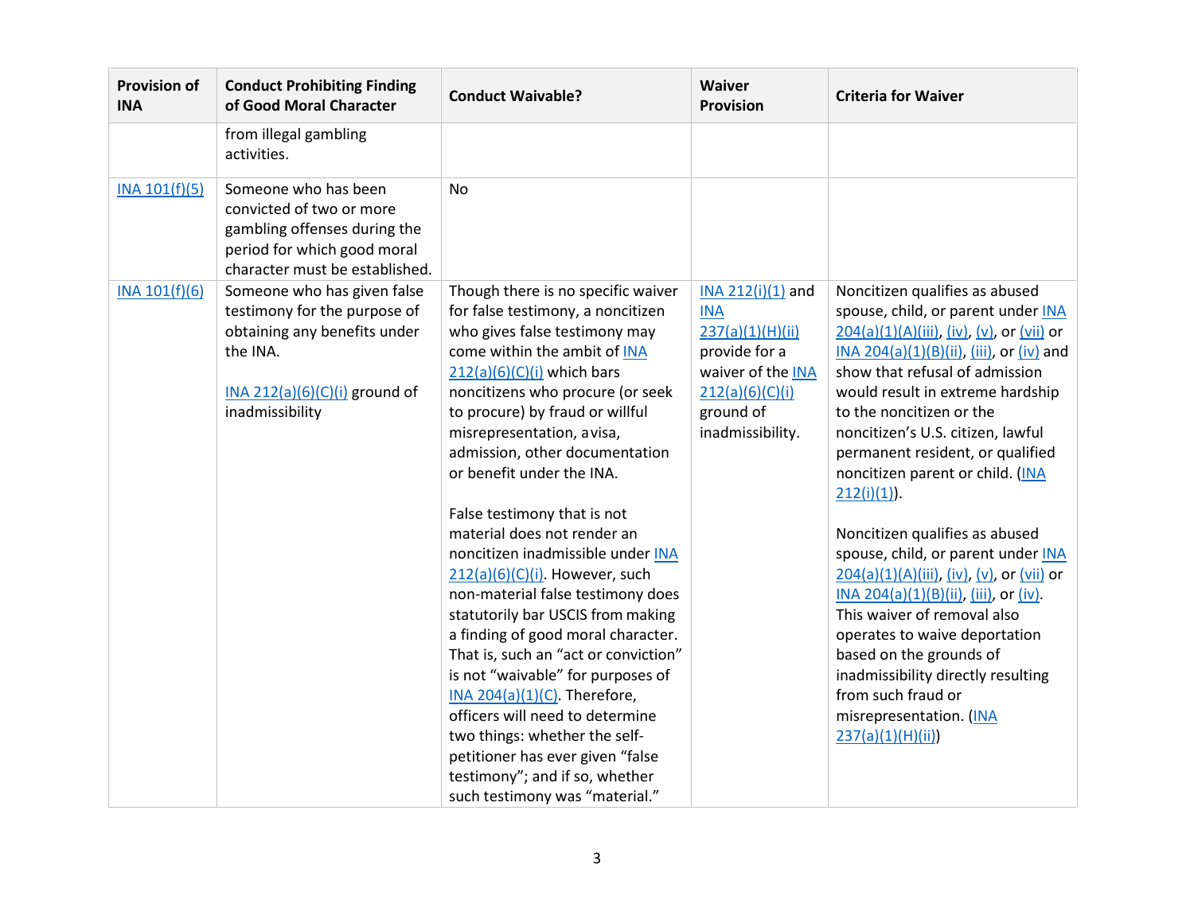| Provision of INA | Conduct Prohibiting Finding of Good Moral Character | Conduct Waivable? | Waiver Provision | Criteria for Waiver |
| --- | --- | --- | --- | --- |
| | from illegal gambling activities. | | | |
| INA 101(f)(5) | Someone who has been convicted of two or more gambling offenses during the period for which good moral character must be established. | No | | |
| INA 101(f)(6) | Someone who has given false testimony for the purpose of obtaining any benefits under the INA.<br><br>INA 212(a)(6)(C)(i) ground of inadmissibility | Though there is no specific waiver for false testimony, a noncitizen who gives false testimony may come within the ambit of INA 212(a)(6)(C)(i) which bars noncitizens who procure (or seek to procure) by fraud or willful misrepresentation, a visa, admission, other documentation or benefit under the INA.<br><br>False testimony that is not material does not render an noncitizen inadmissible under INA 212(a)(6)(C)(i). However, such non-material false testimony does statutorily bar USCIS from making a finding of good moral character. That is, such an "act or conviction" is not "waivable" for purposes of INA 204(a)(1)(C). Therefore, officers will need to determine two things: whether the self-petitioner has ever given "false testimony"; and if so, whether such testimony was "material." | INA 212(i)(1) and INA 237(a)(1)(H)(ii) provide for a waiver of the INA 212(a)(6)(C)(i) ground of inadmissibility. | Noncitizen qualifies as abused spouse, child, or parent under INA 204(a)(1)(A)(iii), (iv), (v), or (vii) or INA 204(a)(1)(B)(ii), (iii), or (iv) and show that refusal of admission would result in extreme hardship to the noncitizen or the noncitizen's U.S. citizen, lawful permanent resident, or qualified noncitizen parent or child. (INA 212(i)(1)).<br><br>Noncitizen qualifies as abused spouse, child, or parent under INA 204(a)(1)(A)(iii), (iv), (v), or (vii) or INA 204(a)(1)(B)(ii), (iii), or (iv). This waiver of removal also operates to waive deportation based on the grounds of inadmissibility directly resulting from such fraud or misrepresentation. (INA 237(a)(1)(H)(ii)) |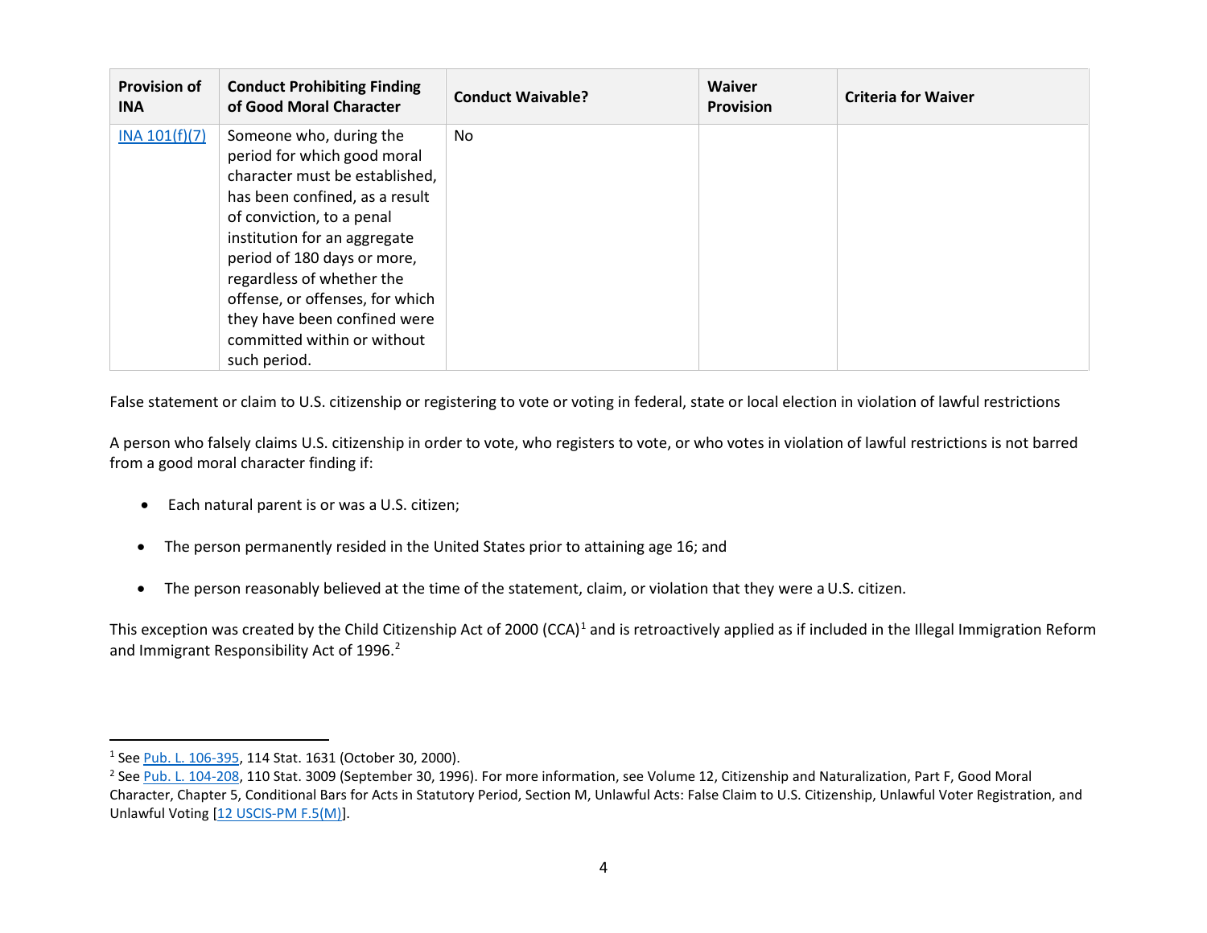| Provision of INA | Conduct Prohibiting Finding of Good Moral Character | Conduct Waivable? | Waiver Provision | Criteria for Waiver |
|---|---|---|---|---|
| INA 101(f)(7) | Someone who, during the period for which good moral character must be established, has been confined, as a result of conviction, to a penal institution for an aggregate period of 180 days or more, regardless of whether the offense, or offenses, for which they have been confined were committed within or without such period. | No | | |

False statement or claim to U.S. citizenship or registering to vote or voting in federal, state or local election in violation of lawful restrictions

A person who falsely claims U.S. citizenship in order to vote, who registers to vote, or who votes in violation of lawful restrictions is not barred from a good moral character finding if:

- Each natural parent is or was a U.S. citizen;
- The person permanently resided in the United States prior to attaining age 16; and
- The person reasonably believed at the time of the statement, claim, or violation that they were a U.S. citizen.

This exception was created by the Child Citizenship Act of 2000 (CCA)[1] and is retroactively applied as if included in the Illegal Immigration Reform and Immigrant Responsibility Act of 1996.[2]

---

[1] See Pub. L. 106-395, 114 Stat. 1631 (October 30, 2000).

[2] See Pub. L. 104-208, 110 Stat. 3009 (September 30, 1996). For more information, see Volume 12, Citizenship and Naturalization, Part F, Good Moral Character, Chapter 5, Conditional Bars for Acts in Statutory Period, Section M, Unlawful Acts: False Claim to U.S. Citizenship, Unlawful Voter Registration, and Unlawful Voting [12 USCIS-PM F.5(M)].